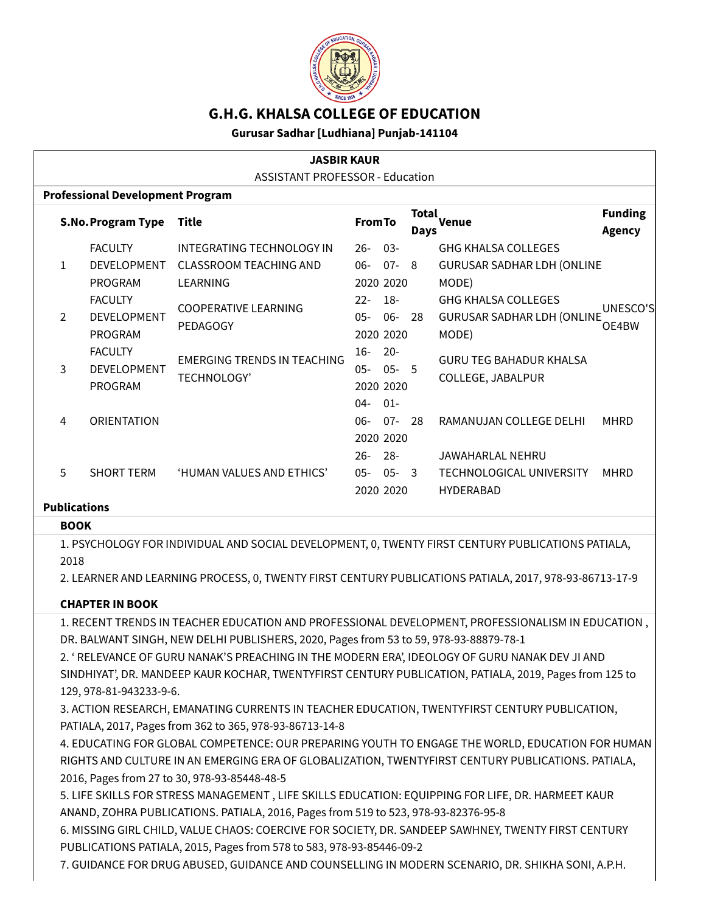# G.H.G. KHALSA COLLEGE OF EDUCATION

**Gurusar Sadhar [Ludhiana] Punjab-141104**

**JASBIR KAUR**

ASSISTANT PROFESSOR - Education

**Professional Development Program**

| S.No. | Program Type | Title | From | To | Total Days | Venue | Funding Agency |
|---|---|---|---|---|---|---|---|
| 1 | FACULTY DEVELOPMENT PROGRAM | INTEGRATING TECHNOLOGY IN CLASSROOM TEACHING AND LEARNING | 26-06-2020 | 03-07-2020 | 8 | GHG KHALSA COLLEGES GURUSAR SADHAR LDH (ONLINE MODE) | |
| 2 | FACULTY DEVELOPMENT PROGRAM | COOPERATIVE LEARNING PEDAGOGY | 22-05-2020 | 18-06-2020 | 28 | GHG KHALSA COLLEGES GURUSAR SADHAR LDH (ONLINE MODE) | UNESCO'S OE4BW |
| 3 | FACULTY DEVELOPMENT PROGRAM | EMERGING TRENDS IN TEACHING TECHNOLOGY' | 16-05-2020 | 20-05-2020 | 5 | GURU TEG BAHADUR KHALSA COLLEGE, JABALPUR | |
| 4 | ORIENTATION | | 04-06-2020 | 01-07-2020 | 28 | RAMANUJAN COLLEGE DELHI | MHRD |
| 5 | SHORT TERM | 'HUMAN VALUES AND ETHICS' | 26-05-2020 | 28-05-2020 | 3 | JAWAHARLAL NEHRU TECHNOLOGICAL UNIVERSITY HYDERABAD | MHRD |

**Publications**

**BOOK**

1. PSYCHOLOGY FOR INDIVIDUAL AND SOCIAL DEVELOPMENT, 0, TWENTY FIRST CENTURY PUBLICATIONS PATIALA, 2018
2. LEARNER AND LEARNING PROCESS, 0, TWENTY FIRST CENTURY PUBLICATIONS PATIALA, 2017, 978-93-86713-17-9

**CHAPTER IN BOOK**

1. RECENT TRENDS IN TEACHER EDUCATION AND PROFESSIONAL DEVELOPMENT, PROFESSIONALISM IN EDUCATION , DR. BALWANT SINGH, NEW DELHI PUBLISHERS, 2020, Pages from 53 to 59, 978-93-88879-78-1
2. ' RELEVANCE OF GURU NANAK'S PREACHING IN THE MODERN ERA', IDEOLOGY OF GURU NANAK DEV JI AND SINDHIYAT', DR. MANDEEP KAUR KOCHAR, TWENTYFIRST CENTURY PUBLICATION, PATIALA, 2019, Pages from 125 to 129, 978-81-943233-9-6.
3. ACTION RESEARCH, EMANATING CURRENTS IN TEACHER EDUCATION, TWENTYFIRST CENTURY PUBLICATION, PATIALA, 2017, Pages from 362 to 365, 978-93-86713-14-8
4. EDUCATING FOR GLOBAL COMPETENCE: OUR PREPARING YOUTH TO ENGAGE THE WORLD, EDUCATION FOR HUMAN RIGHTS AND CULTURE IN AN EMERGING ERA OF GLOBALIZATION, TWENTYFIRST CENTURY PUBLICATIONS. PATIALA, 2016, Pages from 27 to 30, 978-93-85448-48-5
5. LIFE SKILLS FOR STRESS MANAGEMENT , LIFE SKILLS EDUCATION: EQUIPPING FOR LIFE, DR. HARMEET KAUR ANAND, ZOHRA PUBLICATIONS. PATIALA, 2016, Pages from 519 to 523, 978-93-82376-95-8
6. MISSING GIRL CHILD, VALUE CHAOS: COERCIVE FOR SOCIETY, DR. SANDEEP SAWHNEY, TWENTY FIRST CENTURY PUBLICATIONS PATIALA, 2015, Pages from 578 to 583, 978-93-85446-09-2
7. GUIDANCE FOR DRUG ABUSED, GUIDANCE AND COUNSELLING IN MODERN SCENARIO, DR. SHIKHA SONI, A.P.H.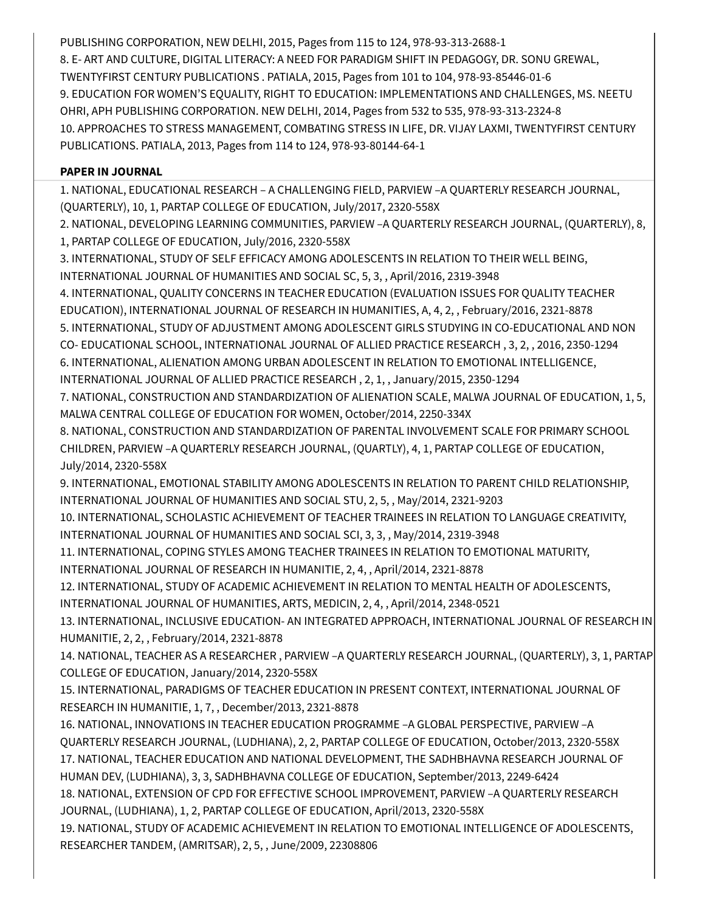PUBLISHING CORPORATION, NEW DELHI, 2015, Pages from 115 to 124, 978-93-313-2688-1
8. E- ART AND CULTURE, DIGITAL LITERACY: A NEED FOR PARADIGM SHIFT IN PEDAGOGY, DR. SONU GREWAL, TWENTYFIRST CENTURY PUBLICATIONS . PATIALA, 2015, Pages from 101 to 104, 978-93-85446-01-6
9. EDUCATION FOR WOMEN'S EQUALITY, RIGHT TO EDUCATION: IMPLEMENTATIONS AND CHALLENGES, MS. NEETU OHRI, APH PUBLISHING CORPORATION. NEW DELHI, 2014, Pages from 532 to 535, 978-93-313-2324-8
10. APPROACHES TO STRESS MANAGEMENT, COMBATING STRESS IN LIFE, DR. VIJAY LAXMI, TWENTYFIRST CENTURY PUBLICATIONS. PATIALA, 2013, Pages from 114 to 124, 978-93-80144-64-1

**PAPER IN JOURNAL**

1. NATIONAL, EDUCATIONAL RESEARCH – A CHALLENGING FIELD, PARVIEW –A QUARTERLY RESEARCH JOURNAL, (QUARTERLY), 10, 1, PARTAP COLLEGE OF EDUCATION, July/2017, 2320-558X
2. NATIONAL, DEVELOPING LEARNING COMMUNITIES, PARVIEW –A QUARTERLY RESEARCH JOURNAL, (QUARTERLY), 8, 1, PARTAP COLLEGE OF EDUCATION, July/2016, 2320-558X
3. INTERNATIONAL, STUDY OF SELF EFFICACY AMONG ADOLESCENTS IN RELATION TO THEIR WELL BEING, INTERNATIONAL JOURNAL OF HUMANITIES AND SOCIAL SC, 5, 3, , April/2016, 2319-3948
4. INTERNATIONAL, QUALITY CONCERNS IN TEACHER EDUCATION (EVALUATION ISSUES FOR QUALITY TEACHER EDUCATION), INTERNATIONAL JOURNAL OF RESEARCH IN HUMANITIES, A, 4, 2, , February/2016, 2321-8878
5. INTERNATIONAL, STUDY OF ADJUSTMENT AMONG ADOLESCENT GIRLS STUDYING IN CO-EDUCATIONAL AND NON CO- EDUCATIONAL SCHOOL, INTERNATIONAL JOURNAL OF ALLIED PRACTICE RESEARCH , 3, 2, , 2016, 2350-1294
6. INTERNATIONAL, ALIENATION AMONG URBAN ADOLESCENT IN RELATION TO EMOTIONAL INTELLIGENCE, INTERNATIONAL JOURNAL OF ALLIED PRACTICE RESEARCH , 2, 1, , January/2015, 2350-1294
7. NATIONAL, CONSTRUCTION AND STANDARDIZATION OF ALIENATION SCALE, MALWA JOURNAL OF EDUCATION, 1, 5, MALWA CENTRAL COLLEGE OF EDUCATION FOR WOMEN, October/2014, 2250-334X
8. NATIONAL, CONSTRUCTION AND STANDARDIZATION OF PARENTAL INVOLVEMENT SCALE FOR PRIMARY SCHOOL CHILDREN, PARVIEW –A QUARTERLY RESEARCH JOURNAL, (QUARTLY), 4, 1, PARTAP COLLEGE OF EDUCATION, July/2014, 2320-558X
9. INTERNATIONAL, EMOTIONAL STABILITY AMONG ADOLESCENTS IN RELATION TO PARENT CHILD RELATIONSHIP, INTERNATIONAL JOURNAL OF HUMANITIES AND SOCIAL STU, 2, 5, , May/2014, 2321-9203
10. INTERNATIONAL, SCHOLASTIC ACHIEVEMENT OF TEACHER TRAINEES IN RELATION TO LANGUAGE CREATIVITY, INTERNATIONAL JOURNAL OF HUMANITIES AND SOCIAL SCI, 3, 3, , May/2014, 2319-3948
11. INTERNATIONAL, COPING STYLES AMONG TEACHER TRAINEES IN RELATION TO EMOTIONAL MATURITY, INTERNATIONAL JOURNAL OF RESEARCH IN HUMANITIE, 2, 4, , April/2014, 2321-8878
12. INTERNATIONAL, STUDY OF ACADEMIC ACHIEVEMENT IN RELATION TO MENTAL HEALTH OF ADOLESCENTS, INTERNATIONAL JOURNAL OF HUMANITIES, ARTS, MEDICIN, 2, 4, , April/2014, 2348-0521
13. INTERNATIONAL, INCLUSIVE EDUCATION- AN INTEGRATED APPROACH, INTERNATIONAL JOURNAL OF RESEARCH IN HUMANITIE, 2, 2, , February/2014, 2321-8878
14. NATIONAL, TEACHER AS A RESEARCHER , PARVIEW –A QUARTERLY RESEARCH JOURNAL, (QUARTERLY), 3, 1, PARTAP COLLEGE OF EDUCATION, January/2014, 2320-558X
15. INTERNATIONAL, PARADIGMS OF TEACHER EDUCATION IN PRESENT CONTEXT, INTERNATIONAL JOURNAL OF RESEARCH IN HUMANITIE, 1, 7, , December/2013, 2321-8878
16. NATIONAL, INNOVATIONS IN TEACHER EDUCATION PROGRAMME –A GLOBAL PERSPECTIVE, PARVIEW –A QUARTERLY RESEARCH JOURNAL, (LUDHIANA), 2, 2, PARTAP COLLEGE OF EDUCATION, October/2013, 2320-558X
17. NATIONAL, TEACHER EDUCATION AND NATIONAL DEVELOPMENT, THE SADHBHAVNA RESEARCH JOURNAL OF HUMAN DEV, (LUDHIANA), 3, 3, SADHBHAVNA COLLEGE OF EDUCATION, September/2013, 2249-6424
18. NATIONAL, EXTENSION OF CPD FOR EFFECTIVE SCHOOL IMPROVEMENT, PARVIEW –A QUARTERLY RESEARCH JOURNAL, (LUDHIANA), 1, 2, PARTAP COLLEGE OF EDUCATION, April/2013, 2320-558X
19. NATIONAL, STUDY OF ACADEMIC ACHIEVEMENT IN RELATION TO EMOTIONAL INTELLIGENCE OF ADOLESCENTS, RESEARCHER TANDEM, (AMRITSAR), 2, 5, , June/2009, 22308806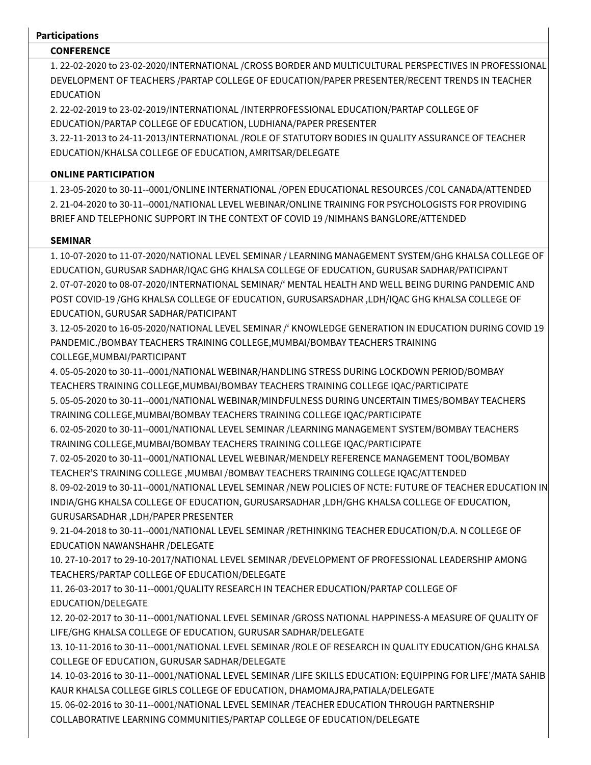**Participations**

**CONFERENCE**

1. 22-02-2020 to 23-02-2020/INTERNATIONAL /CROSS BORDER AND MULTICULTURAL PERSPECTIVES IN PROFESSIONAL DEVELOPMENT OF TEACHERS /PARTAP COLLEGE OF EDUCATION/PAPER PRESENTER/RECENT TRENDS IN TEACHER EDUCATION
2. 22-02-2019 to 23-02-2019/INTERNATIONAL /INTERPROFESSIONAL EDUCATION/PARTAP COLLEGE OF EDUCATION/PARTAP COLLEGE OF EDUCATION, LUDHIANA/PAPER PRESENTER
3. 22-11-2013 to 24-11-2013/INTERNATIONAL /ROLE OF STATUTORY BODIES IN QUALITY ASSURANCE OF TEACHER EDUCATION/KHALSA COLLEGE OF EDUCATION, AMRITSAR/DELEGATE

**ONLINE PARTICIPATION**

1. 23-05-2020 to 30-11--0001/ONLINE INTERNATIONAL /OPEN EDUCATIONAL RESOURCES /COL CANADA/ATTENDED
2. 21-04-2020 to 30-11--0001/NATIONAL LEVEL WEBINAR/ONLINE TRAINING FOR PSYCHOLOGISTS FOR PROVIDING BRIEF AND TELEPHONIC SUPPORT IN THE CONTEXT OF COVID 19 /NIMHANS BANGLORE/ATTENDED

**SEMINAR**

1. 10-07-2020 to 11-07-2020/NATIONAL LEVEL SEMINAR / LEARNING MANAGEMENT SYSTEM/GHG KHALSA COLLEGE OF EDUCATION, GURUSAR SADHAR/IQAC GHG KHALSA COLLEGE OF EDUCATION, GURUSAR SADHAR/PATICIPANT
2. 07-07-2020 to 08-07-2020/INTERNATIONAL SEMINAR/' MENTAL HEALTH AND WELL BEING DURING PANDEMIC AND POST COVID-19 /GHG KHALSA COLLEGE OF EDUCATION, GURUSARSADHAR ,LDH/IQAC GHG KHALSA COLLEGE OF EDUCATION, GURUSAR SADHAR/PATICIPANT
3. 12-05-2020 to 16-05-2020/NATIONAL LEVEL SEMINAR /' KNOWLEDGE GENERATION IN EDUCATION DURING COVID 19 PANDEMIC./BOMBAY TEACHERS TRAINING COLLEGE,MUMBAI/BOMBAY TEACHERS TRAINING COLLEGE,MUMBAI/PARTICIPANT
4. 05-05-2020 to 30-11--0001/NATIONAL WEBINAR/HANDLING STRESS DURING LOCKDOWN PERIOD/BOMBAY TEACHERS TRAINING COLLEGE,MUMBAI/BOMBAY TEACHERS TRAINING COLLEGE IQAC/PARTICIPATE
5. 05-05-2020 to 30-11--0001/NATIONAL WEBINAR/MINDFULNESS DURING UNCERTAIN TIMES/BOMBAY TEACHERS TRAINING COLLEGE,MUMBAI/BOMBAY TEACHERS TRAINING COLLEGE IQAC/PARTICIPATE
6. 02-05-2020 to 30-11--0001/NATIONAL LEVEL SEMINAR /LEARNING MANAGEMENT SYSTEM/BOMBAY TEACHERS TRAINING COLLEGE,MUMBAI/BOMBAY TEACHERS TRAINING COLLEGE IQAC/PARTICIPATE
7. 02-05-2020 to 30-11--0001/NATIONAL LEVEL WEBINAR/MENDELY REFERENCE MANAGEMENT TOOL/BOMBAY TEACHER'S TRAINING COLLEGE ,MUMBAI /BOMBAY TEACHERS TRAINING COLLEGE IQAC/ATTENDED
8. 09-02-2019 to 30-11--0001/NATIONAL LEVEL SEMINAR /NEW POLICIES OF NCTE: FUTURE OF TEACHER EDUCATION IN INDIA/GHG KHALSA COLLEGE OF EDUCATION, GURUSARSADHAR ,LDH/GHG KHALSA COLLEGE OF EDUCATION, GURUSARSADHAR ,LDH/PAPER PRESENTER
9. 21-04-2018 to 30-11--0001/NATIONAL LEVEL SEMINAR /RETHINKING TEACHER EDUCATION/D.A. N COLLEGE OF EDUCATION NAWANSHAHR /DELEGATE
10. 27-10-2017 to 29-10-2017/NATIONAL LEVEL SEMINAR /DEVELOPMENT OF PROFESSIONAL LEADERSHIP AMONG TEACHERS/PARTAP COLLEGE OF EDUCATION/DELEGATE
11. 26-03-2017 to 30-11--0001/QUALITY RESEARCH IN TEACHER EDUCATION/PARTAP COLLEGE OF EDUCATION/DELEGATE
12. 20-02-2017 to 30-11--0001/NATIONAL LEVEL SEMINAR /GROSS NATIONAL HAPPINESS-A MEASURE OF QUALITY OF LIFE/GHG KHALSA COLLEGE OF EDUCATION, GURUSAR SADHAR/DELEGATE
13. 10-11-2016 to 30-11--0001/NATIONAL LEVEL SEMINAR /ROLE OF RESEARCH IN QUALITY EDUCATION/GHG KHALSA COLLEGE OF EDUCATION, GURUSAR SADHAR/DELEGATE
14. 10-03-2016 to 30-11--0001/NATIONAL LEVEL SEMINAR /LIFE SKILLS EDUCATION: EQUIPPING FOR LIFE'/MATA SAHIB KAUR KHALSA COLLEGE GIRLS COLLEGE OF EDUCATION, DHAMOMAJRA,PATIALA/DELEGATE
15. 06-02-2016 to 30-11--0001/NATIONAL LEVEL SEMINAR /TEACHER EDUCATION THROUGH PARTNERSHIP COLLABORATIVE LEARNING COMMUNITIES/PARTAP COLLEGE OF EDUCATION/DELEGATE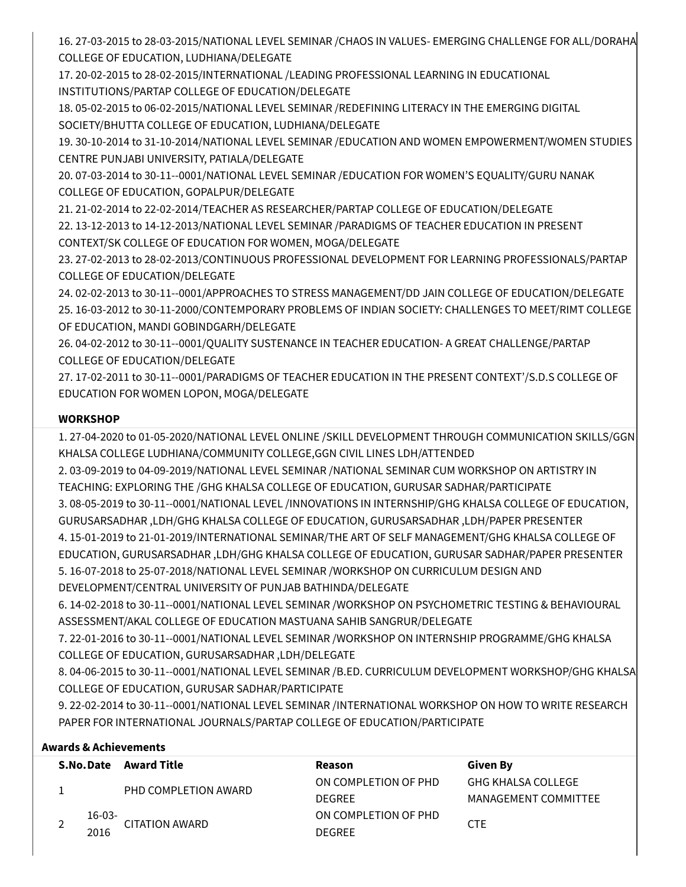16. 27-03-2015 to 28-03-2015/NATIONAL LEVEL SEMINAR /CHAOS IN VALUES- EMERGING CHALLENGE FOR ALL/DORAHA COLLEGE OF EDUCATION, LUDHIANA/DELEGATE
17. 20-02-2015 to 28-02-2015/INTERNATIONAL /LEADING PROFESSIONAL LEARNING IN EDUCATIONAL INSTITUTIONS/PARTAP COLLEGE OF EDUCATION/DELEGATE
18. 05-02-2015 to 06-02-2015/NATIONAL LEVEL SEMINAR /REDEFINING LITERACY IN THE EMERGING DIGITAL SOCIETY/BHUTTA COLLEGE OF EDUCATION, LUDHIANA/DELEGATE
19. 30-10-2014 to 31-10-2014/NATIONAL LEVEL SEMINAR /EDUCATION AND WOMEN EMPOWERMENT/WOMEN STUDIES CENTRE PUNJABI UNIVERSITY, PATIALA/DELEGATE
20. 07-03-2014 to 30-11--0001/NATIONAL LEVEL SEMINAR /EDUCATION FOR WOMEN'S EQUALITY/GURU NANAK COLLEGE OF EDUCATION, GOPALPUR/DELEGATE
21. 21-02-2014 to 22-02-2014/TEACHER AS RESEARCHER/PARTAP COLLEGE OF EDUCATION/DELEGATE
22. 13-12-2013 to 14-12-2013/NATIONAL LEVEL SEMINAR /PARADIGMS OF TEACHER EDUCATION IN PRESENT CONTEXT/SK COLLEGE OF EDUCATION FOR WOMEN, MOGA/DELEGATE
23. 27-02-2013 to 28-02-2013/CONTINUOUS PROFESSIONAL DEVELOPMENT FOR LEARNING PROFESSIONALS/PARTAP COLLEGE OF EDUCATION/DELEGATE
24. 02-02-2013 to 30-11--0001/APPROACHES TO STRESS MANAGEMENT/DD JAIN COLLEGE OF EDUCATION/DELEGATE
25. 16-03-2012 to 30-11-2000/CONTEMPORARY PROBLEMS OF INDIAN SOCIETY: CHALLENGES TO MEET/RIMT COLLEGE OF EDUCATION, MANDI GOBINDGARH/DELEGATE
26. 04-02-2012 to 30-11--0001/QUALITY SUSTENANCE IN TEACHER EDUCATION- A GREAT CHALLENGE/PARTAP COLLEGE OF EDUCATION/DELEGATE
27. 17-02-2011 to 30-11--0001/PARADIGMS OF TEACHER EDUCATION IN THE PRESENT CONTEXT'/S.D.S COLLEGE OF EDUCATION FOR WOMEN LOPON, MOGA/DELEGATE

**WORKSHOP**

1. 27-04-2020 to 01-05-2020/NATIONAL LEVEL ONLINE /SKILL DEVELOPMENT THROUGH COMMUNICATION SKILLS/GGN KHALSA COLLEGE LUDHIANA/COMMUNITY COLLEGE,GGN CIVIL LINES LDH/ATTENDED
2. 03-09-2019 to 04-09-2019/NATIONAL LEVEL SEMINAR /NATIONAL SEMINAR CUM WORKSHOP ON ARTISTRY IN TEACHING: EXPLORING THE /GHG KHALSA COLLEGE OF EDUCATION, GURUSAR SADHAR/PARTICIPATE
3. 08-05-2019 to 30-11--0001/NATIONAL LEVEL /INNOVATIONS IN INTERNSHIP/GHG KHALSA COLLEGE OF EDUCATION, GURUSARSADHAR ,LDH/GHG KHALSA COLLEGE OF EDUCATION, GURUSARSADHAR ,LDH/PAPER PRESENTER
4. 15-01-2019 to 21-01-2019/INTERNATIONAL SEMINAR/THE ART OF SELF MANAGEMENT/GHG KHALSA COLLEGE OF EDUCATION, GURUSARSADHAR ,LDH/GHG KHALSA COLLEGE OF EDUCATION, GURUSAR SADHAR/PAPER PRESENTER
5. 16-07-2018 to 25-07-2018/NATIONAL LEVEL SEMINAR /WORKSHOP ON CURRICULUM DESIGN AND DEVELOPMENT/CENTRAL UNIVERSITY OF PUNJAB BATHINDA/DELEGATE
6. 14-02-2018 to 30-11--0001/NATIONAL LEVEL SEMINAR /WORKSHOP ON PSYCHOMETRIC TESTING & BEHAVIOURAL ASSESSMENT/AKAL COLLEGE OF EDUCATION MASTUANA SAHIB SANGRUR/DELEGATE
7. 22-01-2016 to 30-11--0001/NATIONAL LEVEL SEMINAR /WORKSHOP ON INTERNSHIP PROGRAMME/GHG KHALSA COLLEGE OF EDUCATION, GURUSARSADHAR ,LDH/DELEGATE
8. 04-06-2015 to 30-11--0001/NATIONAL LEVEL SEMINAR /B.ED. CURRICULUM DEVELOPMENT WORKSHOP/GHG KHALSA COLLEGE OF EDUCATION, GURUSAR SADHAR/PARTICIPATE
9. 22-02-2014 to 30-11--0001/NATIONAL LEVEL SEMINAR /INTERNATIONAL WORKSHOP ON HOW TO WRITE RESEARCH PAPER FOR INTERNATIONAL JOURNALS/PARTAP COLLEGE OF EDUCATION/PARTICIPATE

**Awards & Achievements**

| S.No. | Date | Award Title | Reason | Given By |
|---|---|---|---|---|
| 1 | | PHD COMPLETION AWARD | ON COMPLETION OF PHD DEGREE | GHG KHALSA COLLEGE MANAGEMENT COMMITTEE |
| 2 | 16-03-2016 | CITATION AWARD | ON COMPLETION OF PHD DEGREE | CTE |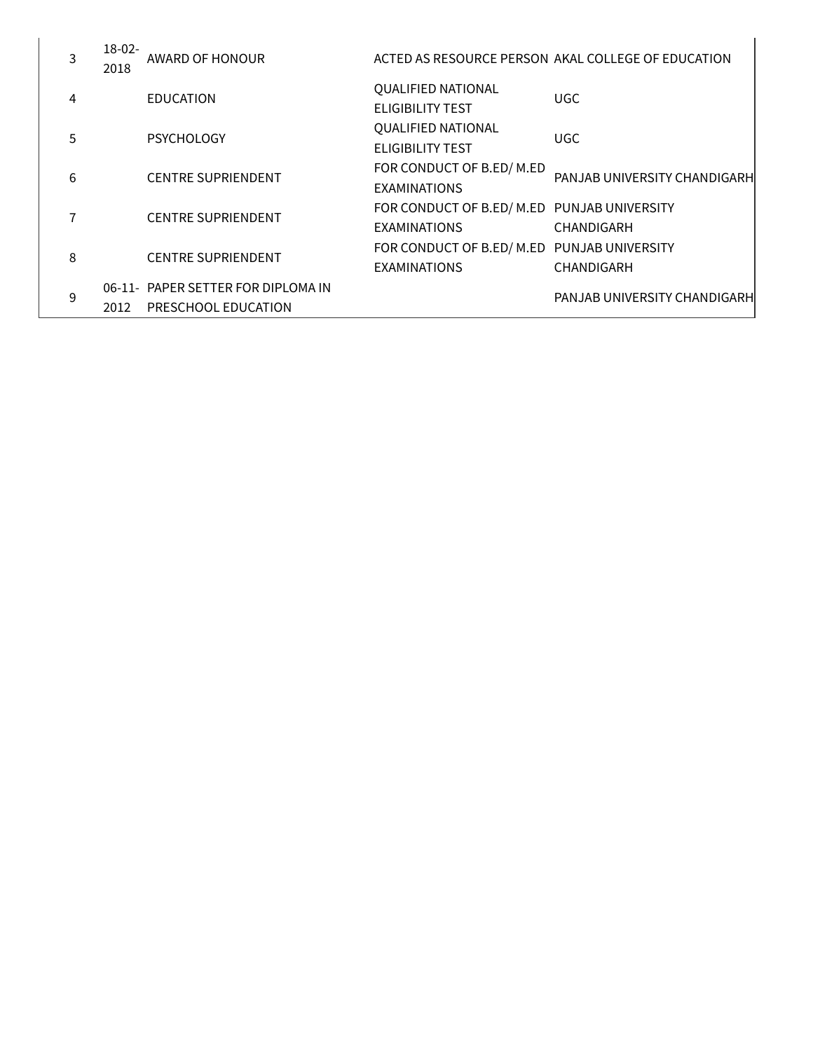| | | | | |
|---|---|---|---|---|
| 3 | 18-02-2018 | AWARD OF HONOUR | ACTED AS RESOURCE PERSON | AKAL COLLEGE OF EDUCATION |
| 4 | | EDUCATION | QUALIFIED NATIONAL ELIGIBILITY TEST | UGC |
| 5 | | PSYCHOLOGY | QUALIFIED NATIONAL ELIGIBILITY TEST | UGC |
| 6 | | CENTRE SUPRIENDENT | FOR CONDUCT OF B.ED/ M.ED EXAMINATIONS | PANJAB UNIVERSITY CHANDIGARH |
| 7 | | CENTRE SUPRIENDENT | FOR CONDUCT OF B.ED/ M.ED EXAMINATIONS | PUNJAB UNIVERSITY CHANDIGARH |
| 8 | | CENTRE SUPRIENDENT | FOR CONDUCT OF B.ED/ M.ED EXAMINATIONS | PUNJAB UNIVERSITY CHANDIGARH |
| 9 | 06-11-2012 | PAPER SETTER FOR DIPLOMA IN PRESCHOOL EDUCATION | | PANJAB UNIVERSITY CHANDIGARH |